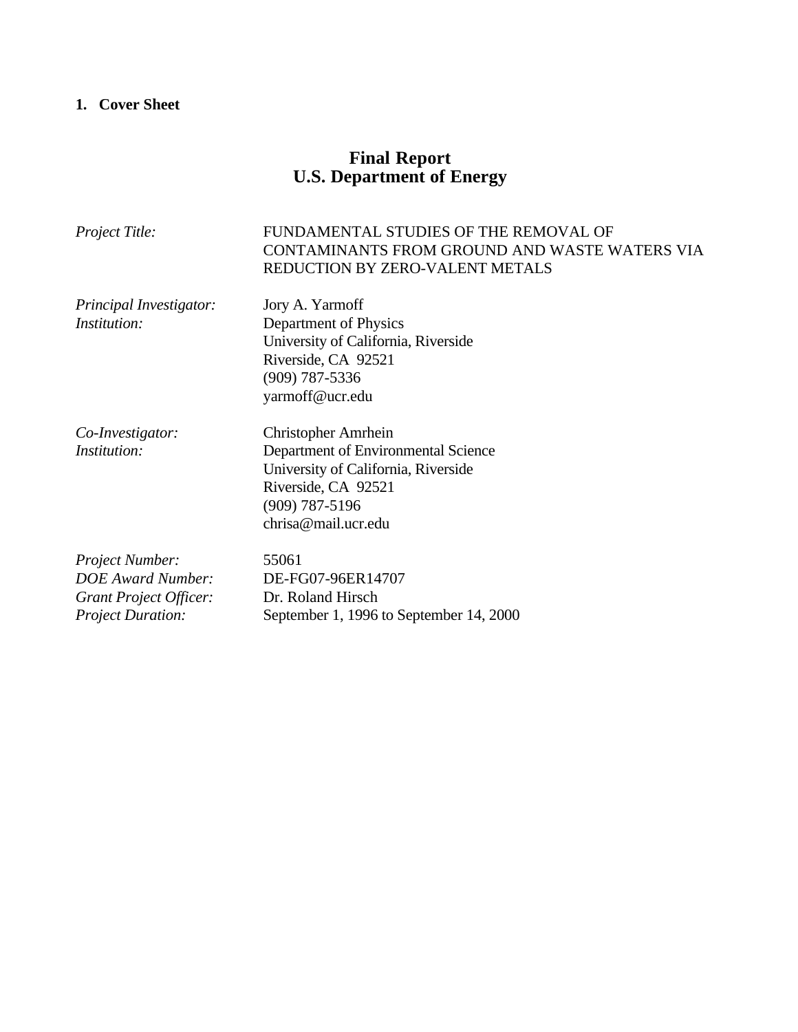## 1. Cover Sheet

# Final Report
# U.S. Department of Energy

*Project Title:* FUNDAMENTAL STUDIES OF THE REMOVAL OF CONTAMINANTS FROM GROUND AND WASTE WATERS VIA REDUCTION BY ZERO-VALENT METALS

*Principal Investigator:* Jory A. Yarmoff
*Institution:* Department of Physics
University of California, Riverside
Riverside, CA 92521
(909) 787-5336
yarmoff@ucr.edu

*Co-Investigator:* Christopher Amrhein
*Institution:* Department of Environmental Science
University of California, Riverside
Riverside, CA 92521
(909) 787-5196
chrisa@mail.ucr.edu

*Project Number:* 55061
*DOE Award Number:* DE-FG07-96ER14707
*Grant Project Officer:* Dr. Roland Hirsch
*Project Duration:* September 1, 1996 to September 14, 2000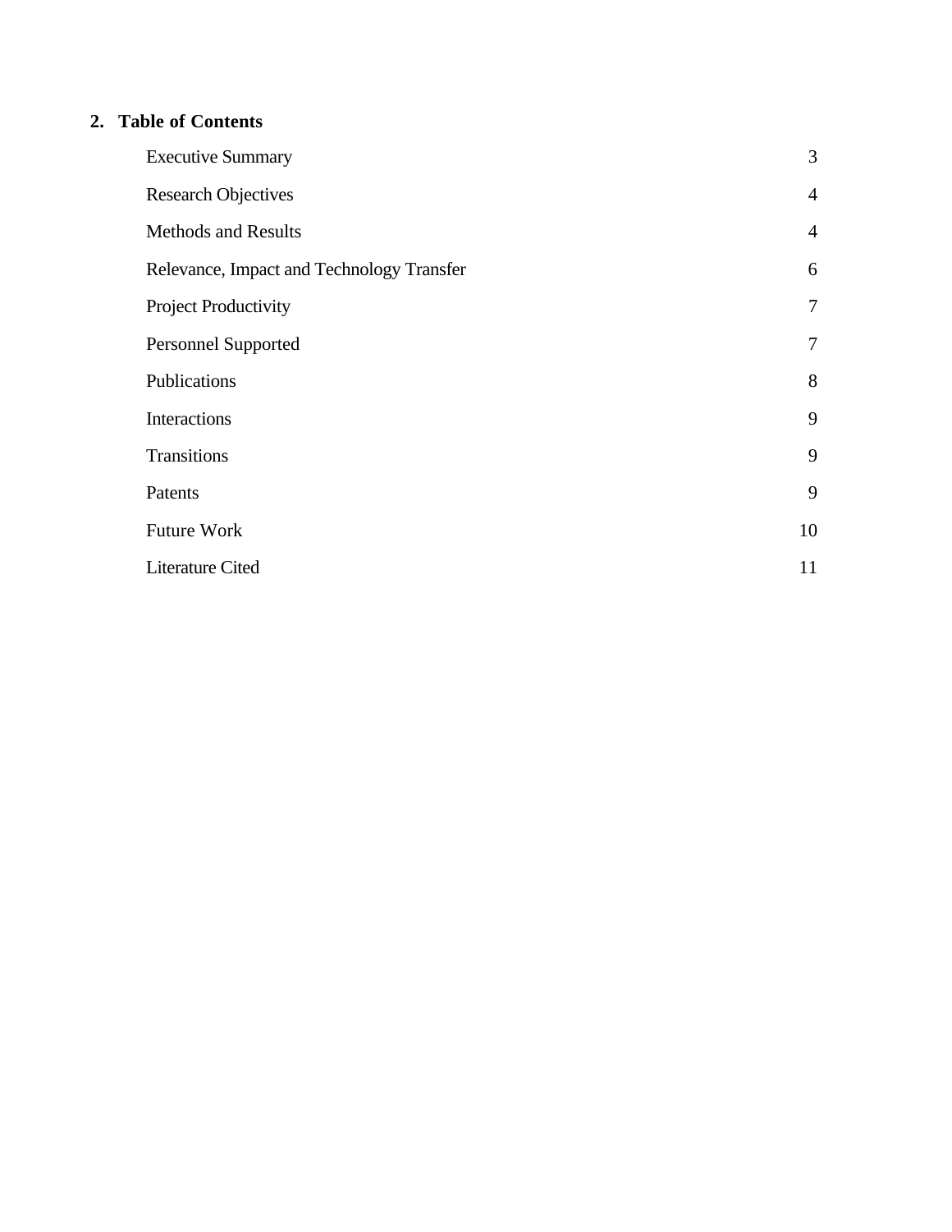## 2. Table of Contents

| | |
|---|---|
| Executive Summary | 3 |
| Research Objectives | 4 |
| Methods and Results | 4 |
| Relevance, Impact and Technology Transfer | 6 |
| Project Productivity | 7 |
| Personnel Supported | 7 |
| Publications | 8 |
| Interactions | 9 |
| Transitions | 9 |
| Patents | 9 |
| Future Work | 10 |
| Literature Cited | 11 |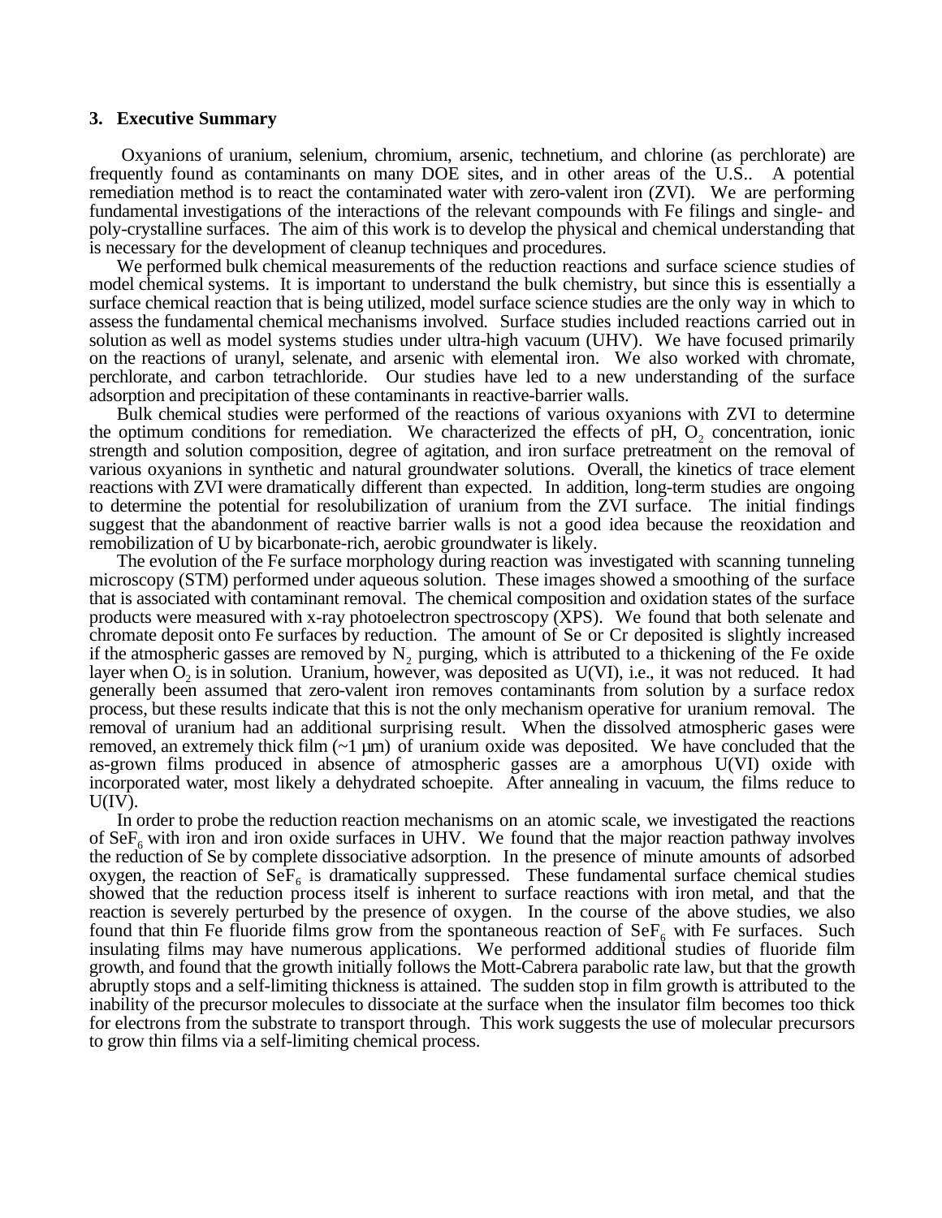### 3. Executive Summary

Oxyanions of uranium, selenium, chromium, arsenic, technetium, and chlorine (as perchlorate) are frequently found as contaminants on many DOE sites, and in other areas of the U.S.. A potential remediation method is to react the contaminated water with zero-valent iron (ZVI). We are performing fundamental investigations of the interactions of the relevant compounds with Fe filings and single- and poly-crystalline surfaces. The aim of this work is to develop the physical and chemical understanding that is necessary for the development of cleanup techniques and procedures.

We performed bulk chemical measurements of the reduction reactions and surface science studies of model chemical systems. It is important to understand the bulk chemistry, but since this is essentially a surface chemical reaction that is being utilized, model surface science studies are the only way in which to assess the fundamental chemical mechanisms involved. Surface studies included reactions carried out in solution as well as model systems studies under ultra-high vacuum (UHV). We have focused primarily on the reactions of uranyl, selenate, and arsenic with elemental iron. We also worked with chromate, perchlorate, and carbon tetrachloride. Our studies have led to a new understanding of the surface adsorption and precipitation of these contaminants in reactive-barrier walls.

Bulk chemical studies were performed of the reactions of various oxyanions with ZVI to determine the optimum conditions for remediation. We characterized the effects of pH, $O_2$ concentration, ionic strength and solution composition, degree of agitation, and iron surface pretreatment on the removal of various oxyanions in synthetic and natural groundwater solutions. Overall, the kinetics of trace element reactions with ZVI were dramatically different than expected. In addition, long-term studies are ongoing to determine the potential for resolubilization of uranium from the ZVI surface. The initial findings suggest that the abandonment of reactive barrier walls is not a good idea because the reoxidation and remobilization of U by bicarbonate-rich, aerobic groundwater is likely.

The evolution of the Fe surface morphology during reaction was investigated with scanning tunneling microscopy (STM) performed under aqueous solution. These images showed a smoothing of the surface that is associated with contaminant removal. The chemical composition and oxidation states of the surface products were measured with x-ray photoelectron spectroscopy (XPS). We found that both selenate and chromate deposit onto Fe surfaces by reduction. The amount of Se or Cr deposited is slightly increased if the atmospheric gasses are removed by $N_2$ purging, which is attributed to a thickening of the Fe oxide layer when $O_2$ is in solution. Uranium, however, was deposited as U(VI), i.e., it was not reduced. It had generally been assumed that zero-valent iron removes contaminants from solution by a surface redox process, but these results indicate that this is not the only mechanism operative for uranium removal. The removal of uranium had an additional surprising result. When the dissolved atmospheric gases were removed, an extremely thick film (~1 µm) of uranium oxide was deposited. We have concluded that the as-grown films produced in absence of atmospheric gasses are a amorphous U(VI) oxide with incorporated water, most likely a dehydrated schoepite. After annealing in vacuum, the films reduce to U(IV).

In order to probe the reduction reaction mechanisms on an atomic scale, we investigated the reactions of $SeF_6$ with iron and iron oxide surfaces in UHV. We found that the major reaction pathway involves the reduction of Se by complete dissociative adsorption. In the presence of minute amounts of adsorbed oxygen, the reaction of $SeF_6$ is dramatically suppressed. These fundamental surface chemical studies showed that the reduction process itself is inherent to surface reactions with iron metal, and that the reaction is severely perturbed by the presence of oxygen. In the course of the above studies, we also found that thin Fe fluoride films grow from the spontaneous reaction of $SeF_6$ with Fe surfaces. Such insulating films may have numerous applications. We performed additional studies of fluoride film growth, and found that the growth initially follows the Mott-Cabrera parabolic rate law, but that the growth abruptly stops and a self-limiting thickness is attained. The sudden stop in film growth is attributed to the inability of the precursor molecules to dissociate at the surface when the insulator film becomes too thick for electrons from the substrate to transport through. This work suggests the use of molecular precursors to grow thin films via a self-limiting chemical process.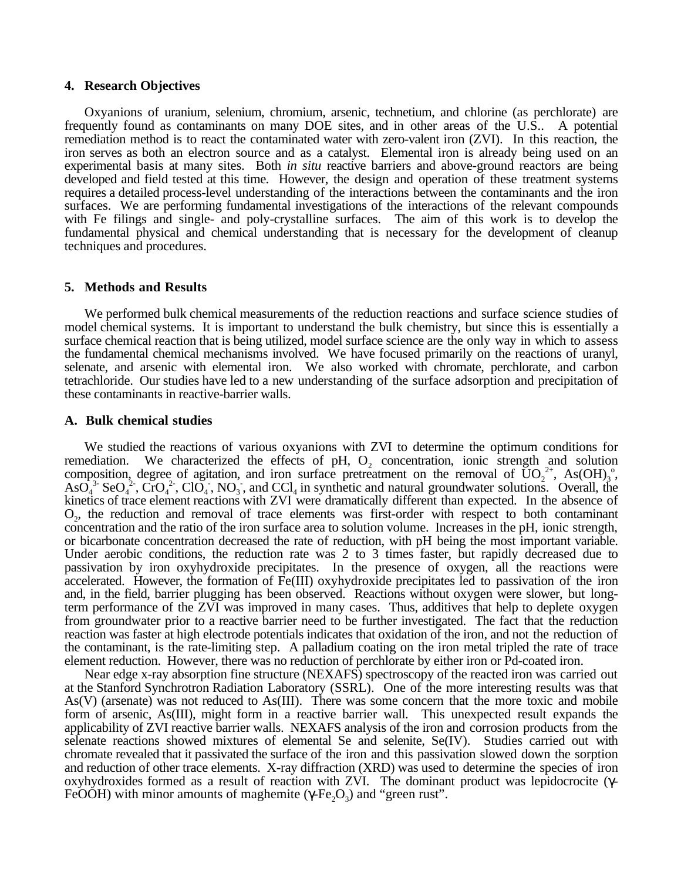## 4. Research Objectives

Oxyanions of uranium, selenium, chromium, arsenic, technetium, and chlorine (as perchlorate) are frequently found as contaminants on many DOE sites, and in other areas of the U.S.. A potential remediation method is to react the contaminated water with zero-valent iron (ZVI). In this reaction, the iron serves as both an electron source and as a catalyst. Elemental iron is already being used on an experimental basis at many sites. Both *in situ* reactive barriers and above-ground reactors are being developed and field tested at this time. However, the design and operation of these treatment systems requires a detailed process-level understanding of the interactions between the contaminants and the iron surfaces. We are performing fundamental investigations of the interactions of the relevant compounds with Fe filings and single- and poly-crystalline surfaces. The aim of this work is to develop the fundamental physical and chemical understanding that is necessary for the development of cleanup techniques and procedures.

## 5. Methods and Results

We performed bulk chemical measurements of the reduction reactions and surface science studies of model chemical systems. It is important to understand the bulk chemistry, but since this is essentially a surface chemical reaction that is being utilized, model surface science are the only way in which to assess the fundamental chemical mechanisms involved. We have focused primarily on the reactions of uranyl, selenate, and arsenic with elemental iron. We also worked with chromate, perchlorate, and carbon tetrachloride. Our studies have led to a new understanding of the surface adsorption and precipitation of these contaminants in reactive-barrier walls.

### A. Bulk chemical studies

We studied the reactions of various oxyanions with ZVI to determine the optimum conditions for remediation. We characterized the effects of pH, $O_2$ concentration, ionic strength and solution composition, degree of agitation, and iron surface pretreatment on the removal of $UO_2^{2+}$, $As(OH)_3^{o}$, $AsO_4^{3-}$ $SeO_4^{2-}$, $CrO_4^{2-}$, $ClO_4^{-}$, $NO_3^{-}$, and $CCl_4$ in synthetic and natural groundwater solutions. Overall, the kinetics of trace element reactions with ZVI were dramatically different than expected. In the absence of $O_2$, the reduction and removal of trace elements was first-order with respect to both contaminant concentration and the ratio of the iron surface area to solution volume. Increases in the pH, ionic strength, or bicarbonate concentration decreased the rate of reduction, with pH being the most important variable. Under aerobic conditions, the reduction rate was 2 to 3 times faster, but rapidly decreased due to passivation by iron oxyhydroxide precipitates. In the presence of oxygen, all the reactions were accelerated. However, the formation of Fe(III) oxyhydroxide precipitates led to passivation of the iron and, in the field, barrier plugging has been observed. Reactions without oxygen were slower, but long-term performance of the ZVI was improved in many cases. Thus, additives that help to deplete oxygen from groundwater prior to a reactive barrier need to be further investigated. The fact that the reduction reaction was faster at high electrode potentials indicates that oxidation of the iron, and not the reduction of the contaminant, is the rate-limiting step. A palladium coating on the iron metal tripled the rate of trace element reduction. However, there was no reduction of perchlorate by either iron or Pd-coated iron.

Near edge x-ray absorption fine structure (NEXAFS) spectroscopy of the reacted iron was carried out at the Stanford Synchrotron Radiation Laboratory (SSRL). One of the more interesting results was that As(V) (arsenate) was not reduced to As(III). There was some concern that the more toxic and mobile form of arsenic, As(III), might form in a reactive barrier wall. This unexpected result expands the applicability of ZVI reactive barrier walls. NEXAFS analysis of the iron and corrosion products from the selenate reactions showed mixtures of elemental Se and selenite, Se(IV). Studies carried out with chromate revealed that it passivated the surface of the iron and this passivation slowed down the sorption and reduction of other trace elements. X-ray diffraction (XRD) was used to determine the species of iron oxyhydroxides formed as a result of reaction with ZVI. The dominant product was lepidocrocite ($\gamma$-FeOOH) with minor amounts of maghemite ($\gamma$-$Fe_2O_3$) and "green rust".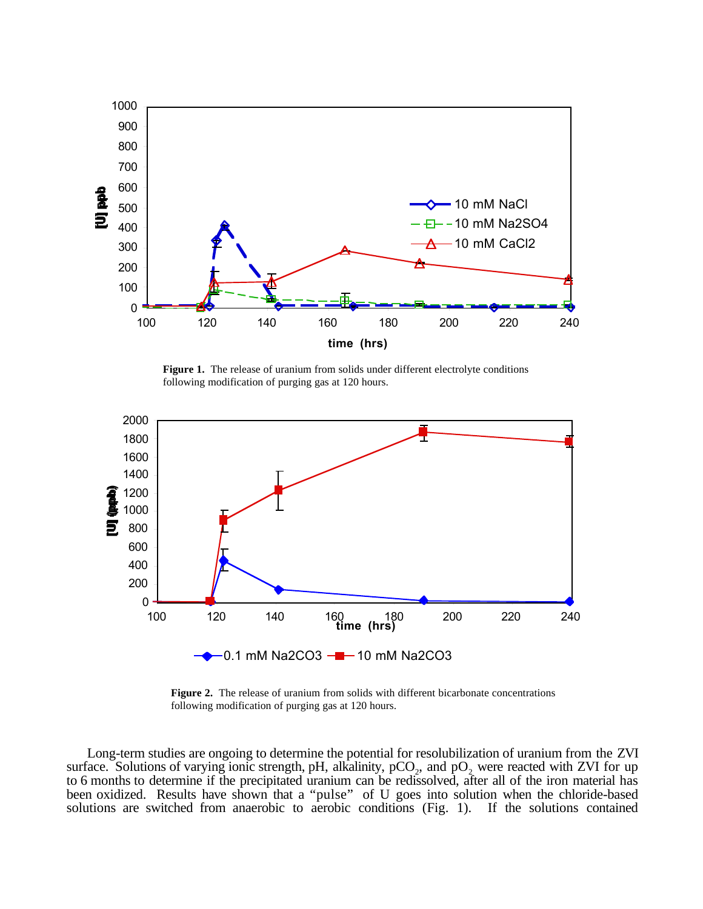**Figure 1.** The release of uranium from solids under different electrolyte conditions following modification of purging gas at 120 hours.

**Figure 2.** The release of uranium from solids with different bicarbonate concentrations following modification of purging gas at 120 hours.

Long-term studies are ongoing to determine the potential for resolubilization of uranium from the ZVI surface. Solutions of varying ionic strength, pH, alkalinity, $pCO_2$, and $pO_2$ were reacted with ZVI for up to 6 months to determine if the precipitated uranium can be redissolved, after all of the iron material has been oxidized. Results have shown that a "pulse" of U goes into solution when the chloride-based solutions are switched from anaerobic to aerobic conditions (Fig. 1). If the solutions contained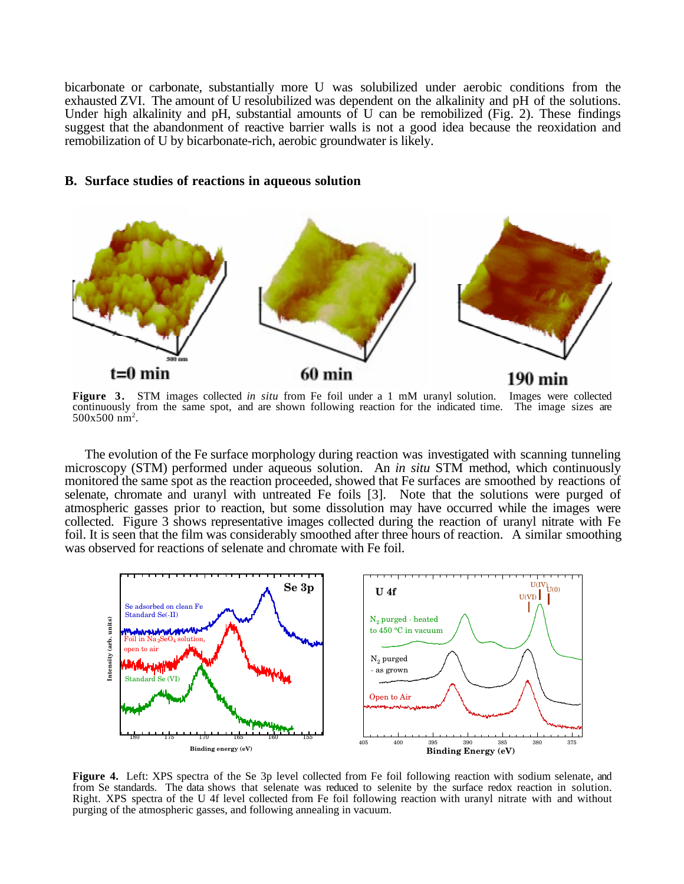bicarbonate or carbonate, substantially more U was solubilized under aerobic conditions from the exhausted ZVI. The amount of U resolubilized was dependent on the alkalinity and pH of the solutions. Under high alkalinity and pH, substantial amounts of U can be remobilized (Fig. 2). These findings suggest that the abandonment of reactive barrier walls is not a good idea because the reoxidation and remobilization of U by bicarbonate-rich, aerobic groundwater is likely.

## B. Surface studies of reactions in aqueous solution

**Figure 3.** STM images collected *in situ* from Fe foil under a 1 mM uranyl solution. Images were collected continuously from the same spot, and are shown following reaction for the indicated time. The image sizes are 500x500 nm$^2$.

The evolution of the Fe surface morphology during reaction was investigated with scanning tunneling microscopy (STM) performed under aqueous solution. An *in situ* STM method, which continuously monitored the same spot as the reaction proceeded, showed that Fe surfaces are smoothed by reactions of selenate, chromate and uranyl with untreated Fe foils [3]. Note that the solutions were purged of atmospheric gasses prior to reaction, but some dissolution may have occurred while the images were collected. Figure 3 shows representative images collected during the reaction of uranyl nitrate with Fe foil. It is seen that the film was considerably smoothed after three hours of reaction. A similar smoothing was observed for reactions of selenate and chromate with Fe foil.

**Figure 4.** Left: XPS spectra of the Se 3p level collected from Fe foil following reaction with sodium selenate, and from Se standards. The data shows that selenate was reduced to selenite by the surface redox reaction in solution. Right. XPS spectra of the U 4f level collected from Fe foil following reaction with uranyl nitrate with and without purging of the atmospheric gasses, and following annealing in vacuum.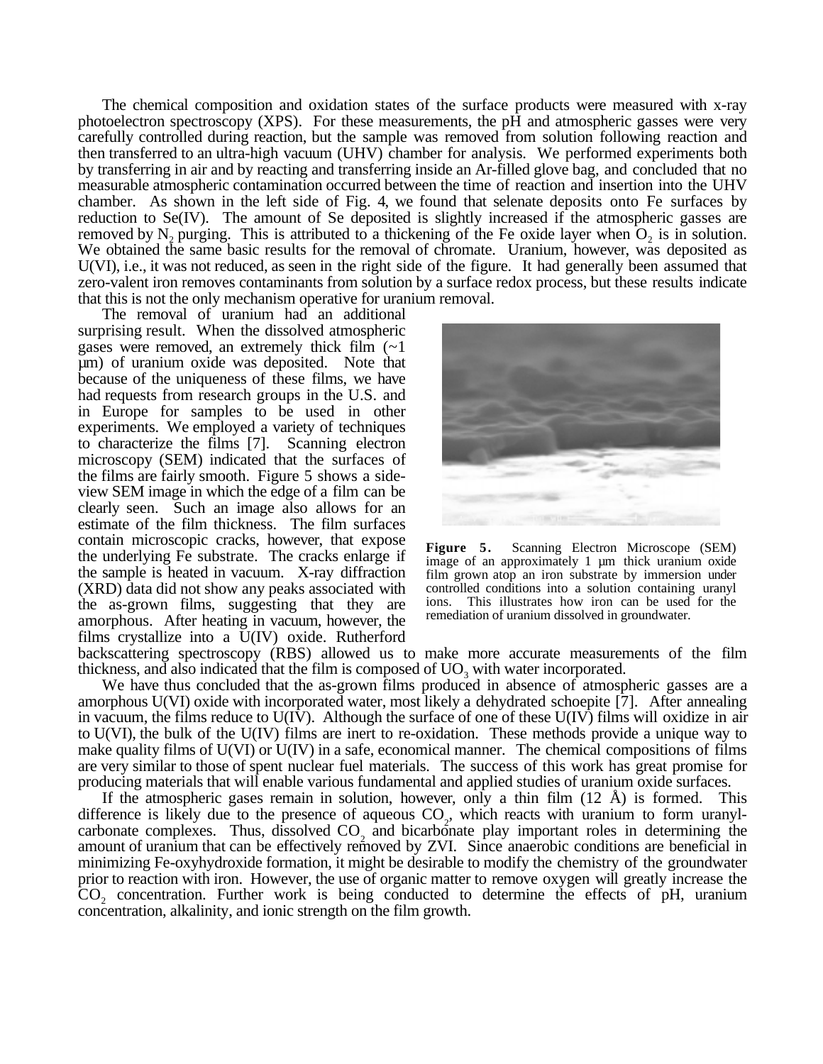The chemical composition and oxidation states of the surface products were measured with x-ray photoelectron spectroscopy (XPS). For these measurements, the pH and atmospheric gasses were very carefully controlled during reaction, but the sample was removed from solution following reaction and then transferred to an ultra-high vacuum (UHV) chamber for analysis. We performed experiments both by transferring in air and by reacting and transferring inside an Ar-filled glove bag, and concluded that no measurable atmospheric contamination occurred between the time of reaction and insertion into the UHV chamber. As shown in the left side of Fig. 4, we found that selenate deposits onto Fe surfaces by reduction to Se(IV). The amount of Se deposited is slightly increased if the atmospheric gasses are removed by $N_2$ purging. This is attributed to a thickening of the Fe oxide layer when $O_2$ is in solution. We obtained the same basic results for the removal of chromate. Uranium, however, was deposited as U(VI), i.e., it was not reduced, as seen in the right side of the figure. It had generally been assumed that zero-valent iron removes contaminants from solution by a surface redox process, but these results indicate that this is not the only mechanism operative for uranium removal.

The removal of uranium had an additional surprising result. When the dissolved atmospheric gases were removed, an extremely thick film (~1 µm) of uranium oxide was deposited. Note that because of the uniqueness of these films, we have had requests from research groups in the U.S. and in Europe for samples to be used in other experiments. We employed a variety of techniques to characterize the films [7]. Scanning electron microscopy (SEM) indicated that the surfaces of the films are fairly smooth. Figure 5 shows a side-view SEM image in which the edge of a film can be clearly seen. Such an image also allows for an estimate of the film thickness. The film surfaces contain microscopic cracks, however, that expose the underlying Fe substrate. The cracks enlarge if the sample is heated in vacuum. X-ray diffraction (XRD) data did not show any peaks associated with the as-grown films, suggesting that they are amorphous. After heating in vacuum, however, the films crystallize into a U(IV) oxide. Rutherford backscattering spectroscopy (RBS) allowed us to make more accurate measurements of the film thickness, and also indicated that the film is composed of $UO_3$ with water incorporated.

**Figure 5.** Scanning Electron Microscope (SEM) image of an approximately 1 µm thick uranium oxide film grown atop an iron substrate by immersion under controlled conditions into a solution containing uranyl ions. This illustrates how iron can be used for the remediation of uranium dissolved in groundwater.

We have thus concluded that the as-grown films produced in absence of atmospheric gasses are a amorphous U(VI) oxide with incorporated water, most likely a dehydrated schoepite [7]. After annealing in vacuum, the films reduce to U(IV). Although the surface of one of these U(IV) films will oxidize in air to U(VI), the bulk of the U(IV) films are inert to re-oxidation. These methods provide a unique way to make quality films of U(VI) or U(IV) in a safe, economical manner. The chemical compositions of films are very similar to those of spent nuclear fuel materials. The success of this work has great promise for producing materials that will enable various fundamental and applied studies of uranium oxide surfaces.

If the atmospheric gases remain in solution, however, only a thin film (12 Å) is formed. This difference is likely due to the presence of aqueous $CO_2$, which reacts with uranium to form uranyl-carbonate complexes. Thus, dissolved $CO_2$ and bicarbonate play important roles in determining the amount of uranium that can be effectively removed by ZVI. Since anaerobic conditions are beneficial in minimizing Fe-oxyhydroxide formation, it might be desirable to modify the chemistry of the groundwater prior to reaction with iron. However, the use of organic matter to remove oxygen will greatly increase the $CO_2$ concentration. Further work is being conducted to determine the effects of pH, uranium concentration, alkalinity, and ionic strength on the film growth.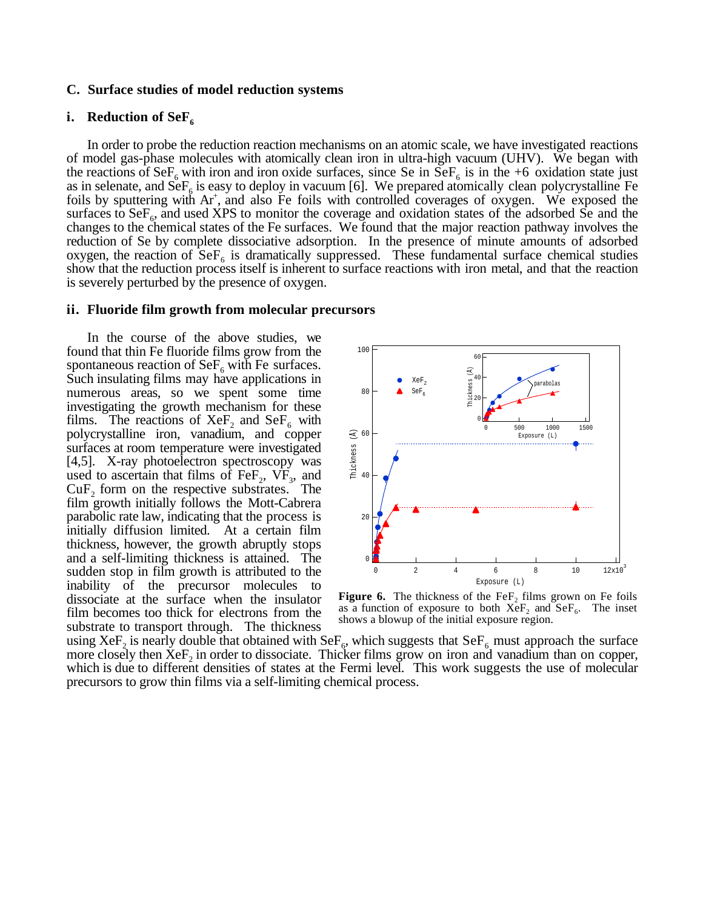### C. Surface studies of model reduction systems

#### i. Reduction of $SeF_6$

In order to probe the reduction reaction mechanisms on an atomic scale, we have investigated reactions of model gas-phase molecules with atomically clean iron in ultra-high vacuum (UHV). We began with the reactions of $SeF_6$ with iron and iron oxide surfaces, since Se in $SeF_6$ is in the +6 oxidation state just as in selenate, and $SeF_6$ is easy to deploy in vacuum [6]. We prepared atomically clean polycrystalline Fe foils by sputtering with $Ar^+$, and also Fe foils with controlled coverages of oxygen. We exposed the surfaces to $SeF_6$, and used XPS to monitor the coverage and oxidation states of the adsorbed Se and the changes to the chemical states of the Fe surfaces. We found that the major reaction pathway involves the reduction of Se by complete dissociative adsorption. In the presence of minute amounts of adsorbed oxygen, the reaction of $SeF_6$ is dramatically suppressed. These fundamental surface chemical studies show that the reduction process itself is inherent to surface reactions with iron metal, and that the reaction is severely perturbed by the presence of oxygen.

#### ii. Fluoride film growth from molecular precursors

In the course of the above studies, we found that thin Fe fluoride films grow from the spontaneous reaction of $SeF_6$ with Fe surfaces. Such insulating films may have applications in numerous areas, so we spent some time investigating the growth mechanism for these films. The reactions of $XeF_2$ and $SeF_6$ with polycrystalline iron, vanadium, and copper surfaces at room temperature were investigated [4,5]. X-ray photoelectron spectroscopy was used to ascertain that films of $FeF_2$, $VF_3$, and $CuF_2$ form on the respective substrates. The film growth initially follows the Mott-Cabrera parabolic rate law, indicating that the process is initially diffusion limited. At a certain film thickness, however, the growth abruptly stops and a self-limiting thickness is attained. The sudden stop in film growth is attributed to the inability of the precursor molecules to dissociate at the surface when the insulator film becomes too thick for electrons from the substrate to transport through. The thickness using $XeF_2$ is nearly double that obtained with $SeF_6$, which suggests that $SeF_6$ must approach the surface more closely then $XeF_2$ in order to dissociate. Thicker films grow on iron and vanadium than on copper, which is due to different densities of states at the Fermi level. This work suggests the use of molecular precursors to grow thin films via a self-limiting chemical process.

**Figure 6.** The thickness of the $FeF_2$ films grown on Fe foils as a function of exposure to both $XeF_2$ and $SeF_6$. The inset shows a blowup of the initial exposure region.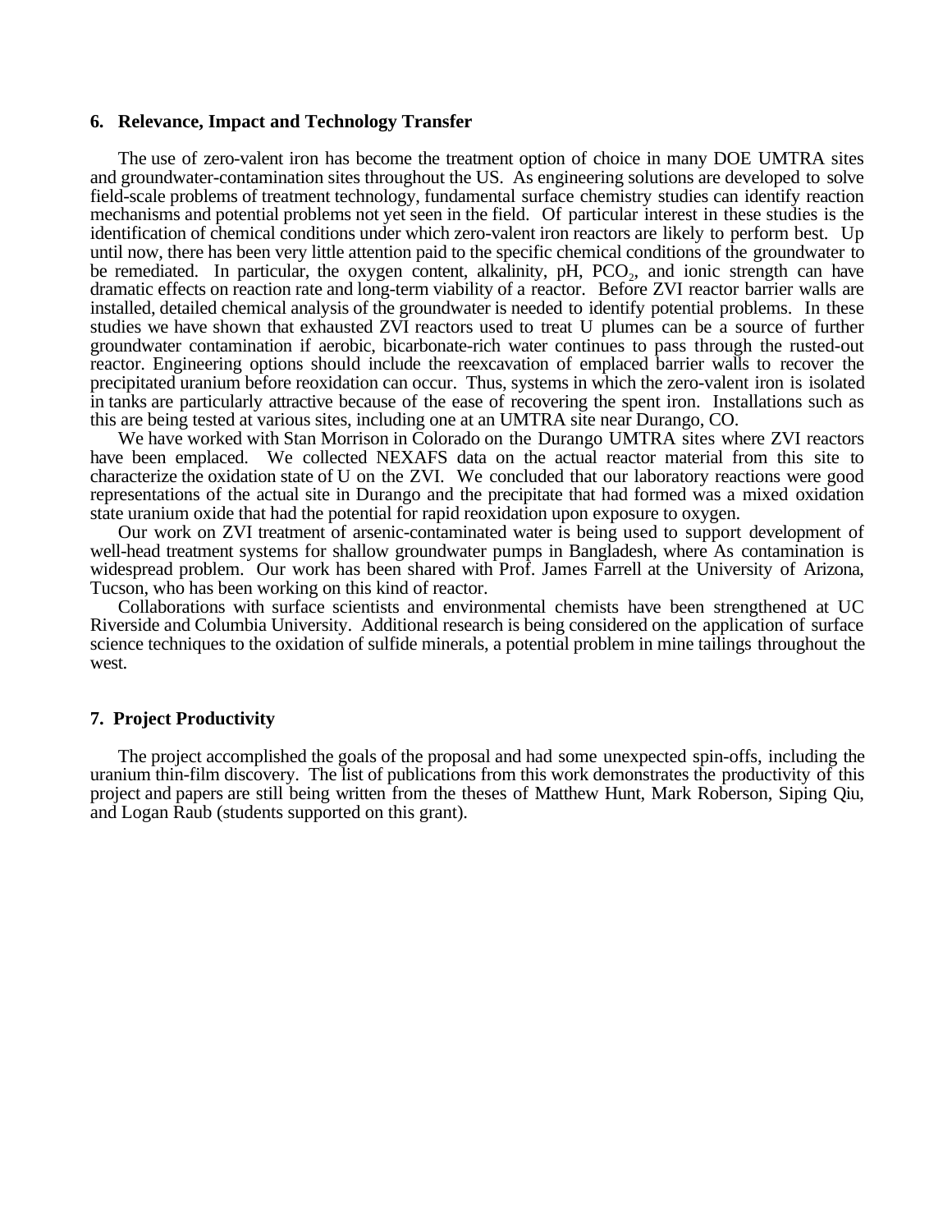## 6. Relevance, Impact and Technology Transfer

The use of zero-valent iron has become the treatment option of choice in many DOE UMTRA sites and groundwater-contamination sites throughout the US. As engineering solutions are developed to solve field-scale problems of treatment technology, fundamental surface chemistry studies can identify reaction mechanisms and potential problems not yet seen in the field. Of particular interest in these studies is the identification of chemical conditions under which zero-valent iron reactors are likely to perform best. Up until now, there has been very little attention paid to the specific chemical conditions of the groundwater to be remediated. In particular, the oxygen content, alkalinity, pH, $PCO_2$, and ionic strength can have dramatic effects on reaction rate and long-term viability of a reactor. Before ZVI reactor barrier walls are installed, detailed chemical analysis of the groundwater is needed to identify potential problems. In these studies we have shown that exhausted ZVI reactors used to treat U plumes can be a source of further groundwater contamination if aerobic, bicarbonate-rich water continues to pass through the rusted-out reactor. Engineering options should include the reexcavation of emplaced barrier walls to recover the precipitated uranium before reoxidation can occur. Thus, systems in which the zero-valent iron is isolated in tanks are particularly attractive because of the ease of recovering the spent iron. Installations such as this are being tested at various sites, including one at an UMTRA site near Durango, CO.

We have worked with Stan Morrison in Colorado on the Durango UMTRA sites where ZVI reactors have been emplaced. We collected NEXAFS data on the actual reactor material from this site to characterize the oxidation state of U on the ZVI. We concluded that our laboratory reactions were good representations of the actual site in Durango and the precipitate that had formed was a mixed oxidation state uranium oxide that had the potential for rapid reoxidation upon exposure to oxygen.

Our work on ZVI treatment of arsenic-contaminated water is being used to support development of well-head treatment systems for shallow groundwater pumps in Bangladesh, where As contamination is widespread problem. Our work has been shared with Prof. James Farrell at the University of Arizona, Tucson, who has been working on this kind of reactor.

Collaborations with surface scientists and environmental chemists have been strengthened at UC Riverside and Columbia University. Additional research is being considered on the application of surface science techniques to the oxidation of sulfide minerals, a potential problem in mine tailings throughout the west.

## 7. Project Productivity

The project accomplished the goals of the proposal and had some unexpected spin-offs, including the uranium thin-film discovery. The list of publications from this work demonstrates the productivity of this project and papers are still being written from the theses of Matthew Hunt, Mark Roberson, Siping Qiu, and Logan Raub (students supported on this grant).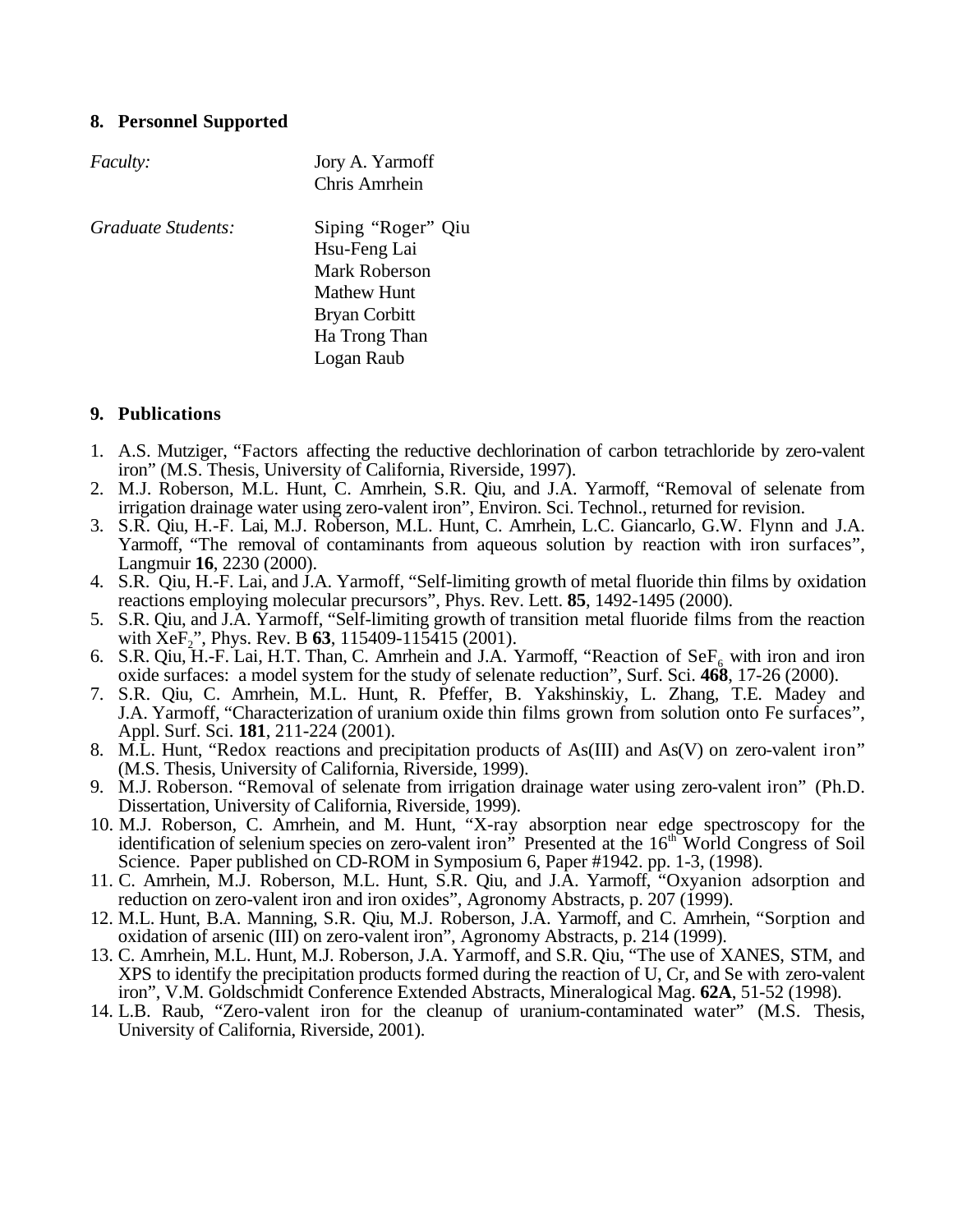## 8. Personnel Supported

| | |
|---|---|
| *Faculty:* | Jory A. Yarmoff<br>Chris Amrhein |
| *Graduate Students:* | Siping "Roger" Qiu<br>Hsu-Feng Lai<br>Mark Roberson<br>Mathew Hunt<br>Bryan Corbitt<br>Ha Trong Than<br>Logan Raub |

## 9. Publications

1. A.S. Mutziger, "Factors affecting the reductive dechlorination of carbon tetrachloride by zero-valent iron" (M.S. Thesis, University of California, Riverside, 1997).
2. M.J. Roberson, M.L. Hunt, C. Amrhein, S.R. Qiu, and J.A. Yarmoff, "Removal of selenate from irrigation drainage water using zero-valent iron", Environ. Sci. Technol., returned for revision.
3. S.R. Qiu, H.-F. Lai, M.J. Roberson, M.L. Hunt, C. Amrhein, L.C. Giancarlo, G.W. Flynn and J.A. Yarmoff, "The removal of contaminants from aqueous solution by reaction with iron surfaces", Langmuir **16**, 2230 (2000).
4. S.R. Qiu, H.-F. Lai, and J.A. Yarmoff, "Self-limiting growth of metal fluoride thin films by oxidation reactions employing molecular precursors", Phys. Rev. Lett. **85**, 1492-1495 (2000).
5. S.R. Qiu, and J.A. Yarmoff, "Self-limiting growth of transition metal fluoride films from the reaction with $XeF_2$", Phys. Rev. B **63**, 115409-115415 (2001).
6. S.R. Qiu, H.-F. Lai, H.T. Than, C. Amrhein and J.A. Yarmoff, "Reaction of $SeF_6$ with iron and iron oxide surfaces: a model system for the study of selenate reduction", Surf. Sci. **468**, 17-26 (2000).
7. S.R. Qiu, C. Amrhein, M.L. Hunt, R. Pfeffer, B. Yakshinskiy, L. Zhang, T.E. Madey and J.A. Yarmoff, "Characterization of uranium oxide thin films grown from solution onto Fe surfaces", Appl. Surf. Sci. **181**, 211-224 (2001).
8. M.L. Hunt, "Redox reactions and precipitation products of As(III) and As(V) on zero-valent iron" (M.S. Thesis, University of California, Riverside, 1999).
9. M.J. Roberson. "Removal of selenate from irrigation drainage water using zero-valent iron" (Ph.D. Dissertation, University of California, Riverside, 1999).
10. M.J. Roberson, C. Amrhein, and M. Hunt, "X-ray absorption near edge spectroscopy for the identification of selenium species on zero-valent iron" Presented at the 16th World Congress of Soil Science. Paper published on CD-ROM in Symposium 6, Paper #1942. pp. 1-3, (1998).
11. C. Amrhein, M.J. Roberson, M.L. Hunt, S.R. Qiu, and J.A. Yarmoff, "Oxyanion adsorption and reduction on zero-valent iron and iron oxides", Agronomy Abstracts, p. 207 (1999).
12. M.L. Hunt, B.A. Manning, S.R. Qiu, M.J. Roberson, J.A. Yarmoff, and C. Amrhein, "Sorption and oxidation of arsenic (III) on zero-valent iron", Agronomy Abstracts, p. 214 (1999).
13. C. Amrhein, M.L. Hunt, M.J. Roberson, J.A. Yarmoff, and S.R. Qiu, "The use of XANES, STM, and XPS to identify the precipitation products formed during the reaction of U, Cr, and Se with zero-valent iron", V.M. Goldschmidt Conference Extended Abstracts, Mineralogical Mag. **62A**, 51-52 (1998).
14. L.B. Raub, "Zero-valent iron for the cleanup of uranium-contaminated water" (M.S. Thesis, University of California, Riverside, 2001).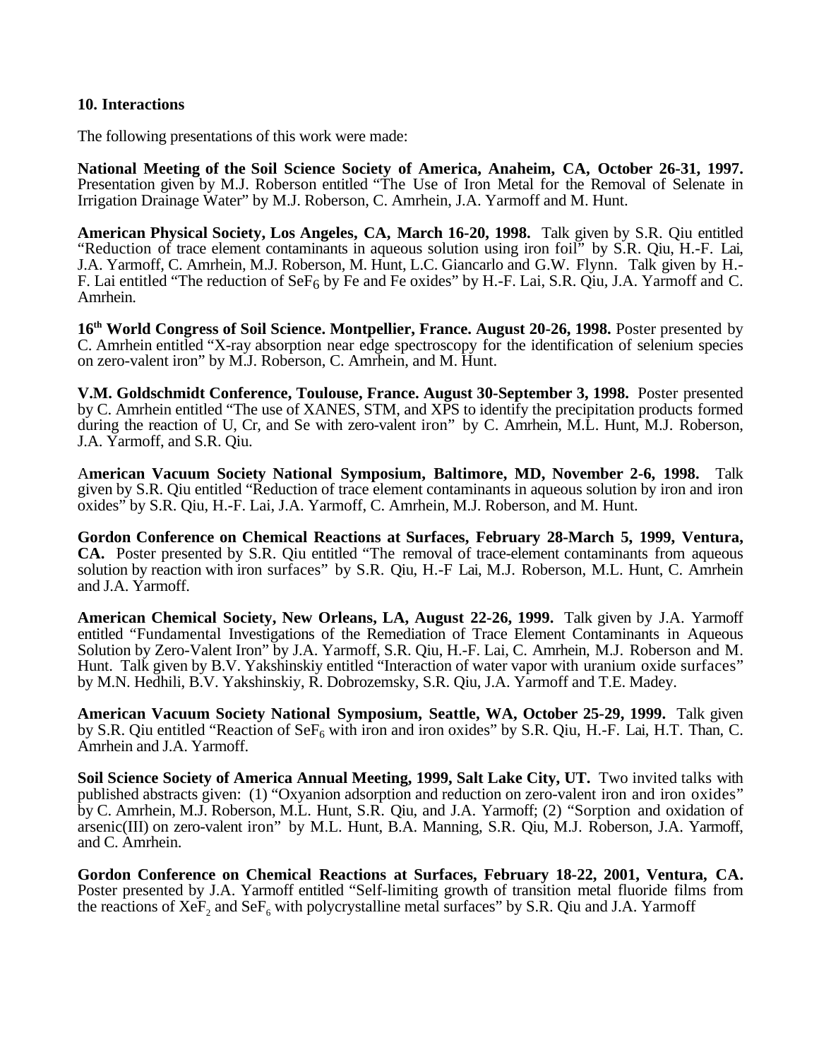## 10. Interactions

The following presentations of this work were made:

**National Meeting of the Soil Science Society of America, Anaheim, CA, October 26-31, 1997.** Presentation given by M.J. Roberson entitled "The Use of Iron Metal for the Removal of Selenate in Irrigation Drainage Water" by M.J. Roberson, C. Amrhein, J.A. Yarmoff and M. Hunt.

**American Physical Society, Los Angeles, CA, March 16-20, 1998.** Talk given by S.R. Qiu entitled "Reduction of trace element contaminants in aqueous solution using iron foil" by S.R. Qiu, H.-F. Lai, J.A. Yarmoff, C. Amrhein, M.J. Roberson, M. Hunt, L.C. Giancarlo and G.W. Flynn. Talk given by H.-F. Lai entitled "The reduction of $SeF_6$ by Fe and Fe oxides" by H.-F. Lai, S.R. Qiu, J.A. Yarmoff and C. Amrhein.

**16th World Congress of Soil Science. Montpellier, France. August 20-26, 1998.** Poster presented by C. Amrhein entitled "X-ray absorption near edge spectroscopy for the identification of selenium species on zero-valent iron" by M.J. Roberson, C. Amrhein, and M. Hunt.

**V.M. Goldschmidt Conference, Toulouse, France. August 30-September 3, 1998.** Poster presented by C. Amrhein entitled "The use of XANES, STM, and XPS to identify the precipitation products formed during the reaction of U, Cr, and Se with zero-valent iron" by C. Amrhein, M.L. Hunt, M.J. Roberson, J.A. Yarmoff, and S.R. Qiu.

**American Vacuum Society National Symposium, Baltimore, MD, November 2-6, 1998.** Talk given by S.R. Qiu entitled "Reduction of trace element contaminants in aqueous solution by iron and iron oxides" by S.R. Qiu, H.-F. Lai, J.A. Yarmoff, C. Amrhein, M.J. Roberson, and M. Hunt.

**Gordon Conference on Chemical Reactions at Surfaces, February 28-March 5, 1999, Ventura, CA.** Poster presented by S.R. Qiu entitled "The removal of trace-element contaminants from aqueous solution by reaction with iron surfaces" by S.R. Qiu, H.-F Lai, M.J. Roberson, M.L. Hunt, C. Amrhein and J.A. Yarmoff.

**American Chemical Society, New Orleans, LA, August 22-26, 1999.** Talk given by J.A. Yarmoff entitled "Fundamental Investigations of the Remediation of Trace Element Contaminants in Aqueous Solution by Zero-Valent Iron" by J.A. Yarmoff, S.R. Qiu, H.-F. Lai, C. Amrhein, M.J. Roberson and M. Hunt. Talk given by B.V. Yakshinskiy entitled "Interaction of water vapor with uranium oxide surfaces" by M.N. Hedhili, B.V. Yakshinskiy, R. Dobrozemsky, S.R. Qiu, J.A. Yarmoff and T.E. Madey.

**American Vacuum Society National Symposium, Seattle, WA, October 25-29, 1999.** Talk given by S.R. Qiu entitled "Reaction of $SeF_6$ with iron and iron oxides" by S.R. Qiu, H.-F. Lai, H.T. Than, C. Amrhein and J.A. Yarmoff.

**Soil Science Society of America Annual Meeting, 1999, Salt Lake City, UT.** Two invited talks with published abstracts given: (1) "Oxyanion adsorption and reduction on zero-valent iron and iron oxides" by C. Amrhein, M.J. Roberson, M.L. Hunt, S.R. Qiu, and J.A. Yarmoff; (2) "Sorption and oxidation of arsenic(III) on zero-valent iron" by M.L. Hunt, B.A. Manning, S.R. Qiu, M.J. Roberson, J.A. Yarmoff, and C. Amrhein.

**Gordon Conference on Chemical Reactions at Surfaces, February 18-22, 2001, Ventura, CA.** Poster presented by J.A. Yarmoff entitled "Self-limiting growth of transition metal fluoride films from the reactions of $XeF_2$ and $SeF_6$ with polycrystalline metal surfaces" by S.R. Qiu and J.A. Yarmoff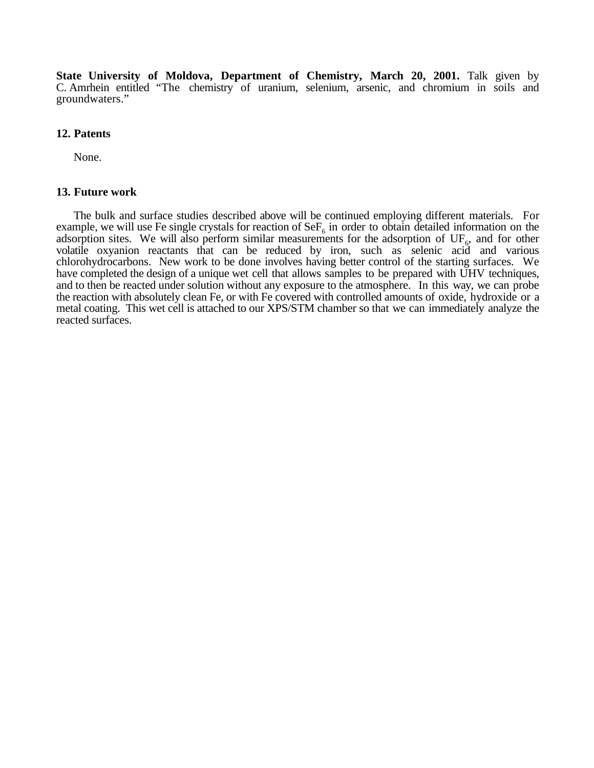**State University of Moldova, Department of Chemistry, March 20, 2001.** Talk given by C. Amrhein entitled "The chemistry of uranium, selenium, arsenic, and chromium in soils and groundwaters."

## 12. Patents

None.

## 13. Future work

The bulk and surface studies described above will be continued employing different materials. For example, we will use Fe single crystals for reaction of $SeF_6$ in order to obtain detailed information on the adsorption sites. We will also perform similar measurements for the adsorption of $UF_6$, and for other volatile oxyanion reactants that can be reduced by iron, such as selenic acid and various chlorohydrocarbons. New work to be done involves having better control of the starting surfaces. We have completed the design of a unique wet cell that allows samples to be prepared with UHV techniques, and to then be reacted under solution without any exposure to the atmosphere. In this way, we can probe the reaction with absolutely clean Fe, or with Fe covered with controlled amounts of oxide, hydroxide or a metal coating. This wet cell is attached to our XPS/STM chamber so that we can immediately analyze the reacted surfaces.